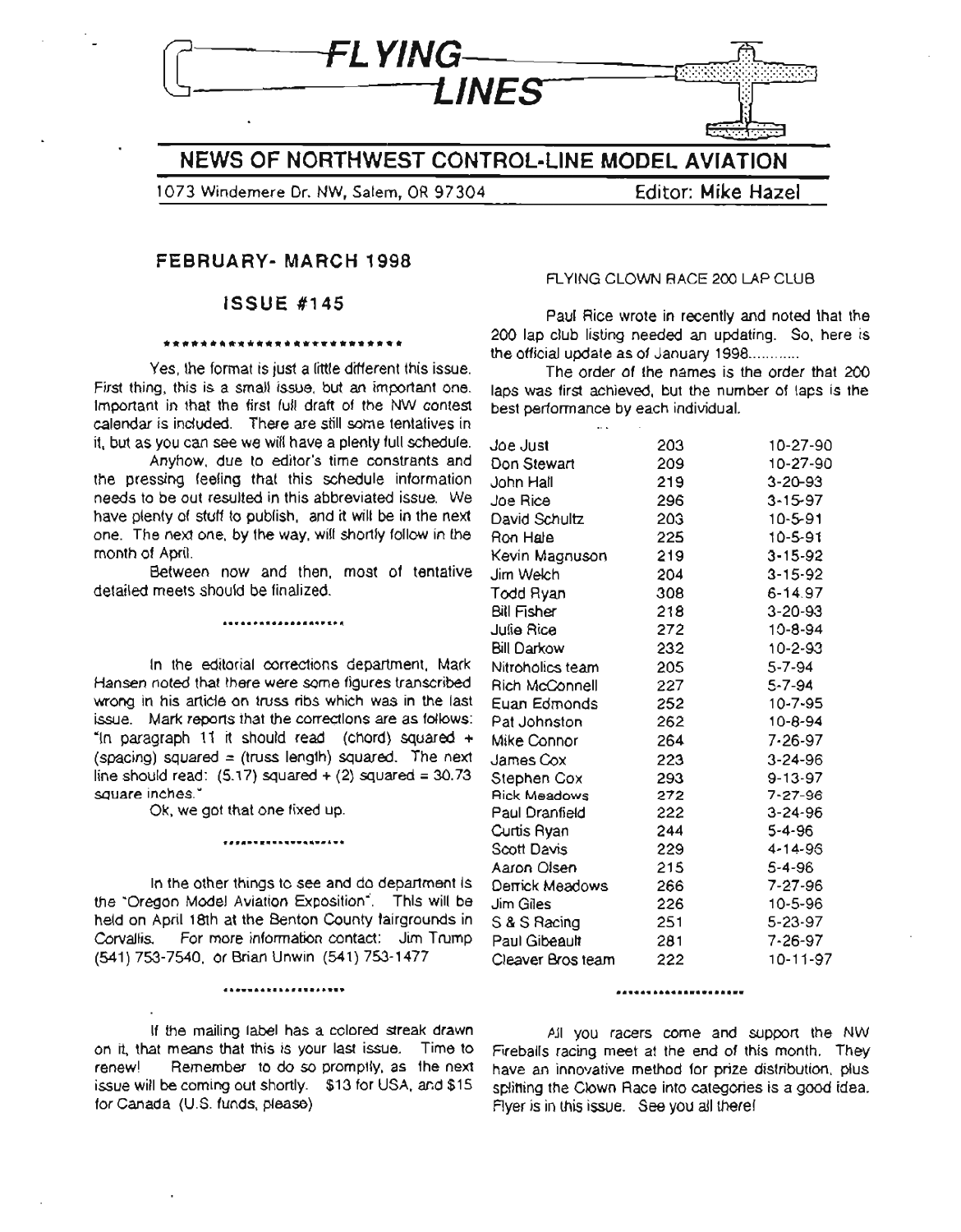# FLYING LINES

## NEWS OF NORTHWEST CONTROL-LINE MODEL AVIATION

1073 Windemere Dr. NW, Salem, OR 97304 — Editor: Mike Hazel

### FEBRUARY- MARCH 1998

### ISSUE #145

**************************

Yes, the format is just a little different this issue. First thing, this is a small issue, but an important one. Important in that the first full draft of the NW contest calendar is included. There are still some tentatives in it, but as you can see we will have a plenty full schedule.

Anyhow, due to editor's time constraints and the pressing feeling that this schedule information needs to be out resulted in this abbreviated issue. We have plenty of stuff to publish, and it will be in the next one. The next one, by the way, will shortly follow in the month of April.

Between now and then, most of tentative detailed meets should be finalized.

..................

In the editorial corrections department, Mark Hansen noted that there were some figures transcribed wrong in his article on truss ribs which was in the last issue. Mark reports that the corrections are as follows: "In paragraph 11 it should read (chord) squared + (spacing) squared = (truss length) squared. The next line should read: (5.17) squared + (2) squared = 30.73 square inches."

Ok, we got that one fixed up.

..................

In the other things to see and do department is the "Oregon Model Aviation Exposition". This will be held on April 18th at the Benton County fairgrounds in Corvallis. For more information contact: Jim Trump (541) 753-7540, or Brian Unwin (541) 753-1477

..................

If the mailing label has a colored streak drawn on it, that means that this is your last issue. Time to renew! Remember to do so promptly, as the next issue will be coming out shortly. $13 for USA, and $15 for Canada (U.S. funds, please)

FLYING CLOWN RACE 200 LAP CLUB

Paul Rice wrote in recently and noted that the 200 lap club listing needed an updating. So, here is the official update as of January 1998............

The order of the names is the order that 200 laps was first achieved, but the number of laps is the best performance by each individual.

| | | |
|---|---|---|
| Joe Just | 203 | 10-27-90 |
| Don Stewart | 209 | 10-27-90 |
| John Hall | 219 | 3-20-93 |
| Joe Rice | 296 | 3-15-97 |
| David Schultz | 203 | 10-5-91 |
| Ron Hale | 225 | 10-5-91 |
| Kevin Magnuson | 219 | 3-15-92 |
| Jim Welch | 204 | 3-15-92 |
| Todd Ryan | 308 | 6-14.97 |
| Bill Fisher | 218 | 3-20-93 |
| Julie Rice | 272 | 10-8-94 |
| Bill Darkow | 232 | 10-2-93 |
| Nitroholics team | 205 | 5-7-94 |
| Rich McConnell | 227 | 5-7-94 |
| Euan Edmonds | 252 | 10-7-95 |
| Pat Johnston | 262 | 10-8-94 |
| Mike Connor | 264 | 7-26-97 |
| James Cox | 223 | 3-24-96 |
| Stephen Cox | 293 | 9-13-97 |
| Rick Meadows | 272 | 7-27-96 |
| Paul Dranfield | 222 | 3-24-96 |
| Curtis Ryan | 244 | 5-4-96 |
| Scott Davis | 229 | 4-14-96 |
| Aaron Olsen | 215 | 5-4-96 |
| Derrick Meadows | 266 | 7-27-96 |
| Jim Giles | 226 | 10-5-96 |
| S & S Racing | 251 | 5-23-97 |
| Paul Gibeault | 281 | 7-26-97 |
| Cleaver Bros team | 222 | 10-11-97 |

....................

All you racers come and support the NW Fireballs racing meet at the end of this month. They have an innovative method for prize distribution, plus splitting the Clown Race into categories is a good idea. Flyer is in this issue. See you all there!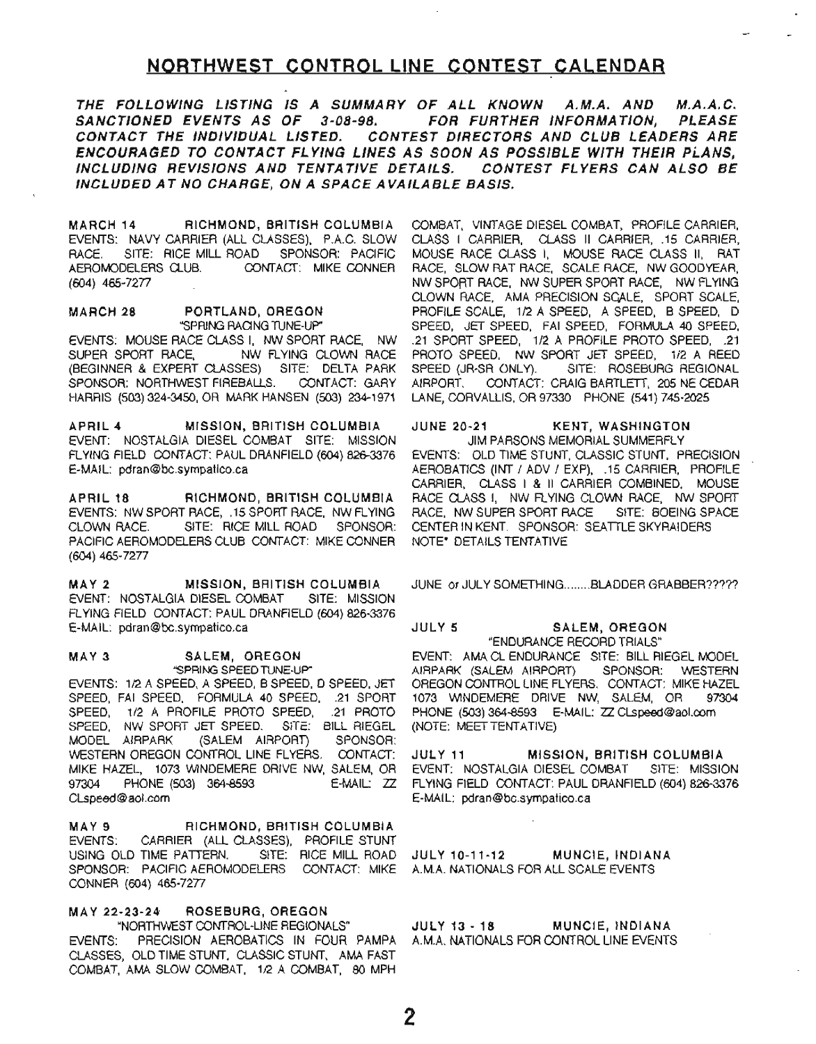## NORTHWEST CONTROL LINE CONTEST CALENDAR

***THE FOLLOWING LISTING IS A SUMMARY OF ALL KNOWN A.M.A. AND M.A.A.C. SANCTIONED EVENTS AS OF 3-08-98. FOR FURTHER INFORMATION, PLEASE CONTACT THE INDIVIDUAL LISTED. CONTEST DIRECTORS AND CLUB LEADERS ARE ENCOURAGED TO CONTACT FLYING LINES AS SOON AS POSSIBLE WITH THEIR PLANS, INCLUDING REVISIONS AND TENTATIVE DETAILS. CONTEST FLYERS CAN ALSO BE INCLUDED AT NO CHARGE, ON A SPACE AVAILABLE BASIS.***

**MARCH 14 — RICHMOND, BRITISH COLUMBIA**
EVENTS: NAVY CARRIER (ALL CLASSES), P.A.C. SLOW RACE. SITE: RICE MILL ROAD SPONSOR: PACIFIC AEROMODELERS CLUB. CONTACT: MIKE CONNER (604) 465-7277

**MARCH 28 — PORTLAND, OREGON**
"SPRING RACING TUNE-UP"
EVENTS: MOUSE RACE CLASS I, NW SPORT RACE, NW SUPER SPORT RACE, NW FLYING CLOWN RACE (BEGINNER & EXPERT CLASSES) SITE: DELTA PARK SPONSOR: NORTHWEST FIREBALLS. CONTACT: GARY HARRIS (503) 324-3450, OR MARK HANSEN (503) 234-1971

**APRIL 4 — MISSION, BRITISH COLUMBIA**
EVENT: NOSTALGIA DIESEL COMBAT SITE: MISSION FLYING FIELD CONTACT: PAUL DRANFIELD (604) 826-3376 E-MAIL: pdran@bc.sympatico.ca

**APRIL 18 — RICHMOND, BRITISH COLUMBIA**
EVENTS: NW SPORT RACE, .15 SPORT RACE, NW FLYING CLOWN RACE. SITE: RICE MILL ROAD SPONSOR: PACIFIC AEROMODELERS CLUB CONTACT: MIKE CONNER (604) 465-7277

**MAY 2 — MISSION, BRITISH COLUMBIA**
EVENT: NOSTALGIA DIESEL COMBAT SITE: MISSION FLYING FIELD CONTACT: PAUL DRANFIELD (604) 826-3376 E-MAIL: pdran@bc.sympatico.ca

**MAY 3 — SALEM, OREGON**
"SPRING SPEED TUNE-UP"
EVENTS: 1/2 A SPEED, A SPEED, B SPEED, D SPEED, JET SPEED, FAI SPEED, FORMULA 40 SPEED, .21 SPORT SPEED, 1/2 A PROFILE PROTO SPEED, .21 PROTO SPEED, NW SPORT JET SPEED. SITE: BILL RIEGEL MODEL AIRPARK (SALEM AIRPORT) SPONSOR: WESTERN OREGON CONTROL LINE FLYERS. CONTACT: MIKE HAZEL, 1073 WINDEMERE DRIVE NW, SALEM, OR 97304 PHONE (503) 364-8593 E-MAIL: ZZ CLspeed@aol.com

**MAY 9 — RICHMOND, BRITISH COLUMBIA**
EVENTS: CARRIER (ALL CLASSES), PROFILE STUNT USING OLD TIME PATTERN. SITE: RICE MILL ROAD SPONSOR: PACIFIC AEROMODELERS CONTACT: MIKE CONNER (604) 465-7277

**MAY 22-23-24 — ROSEBURG, OREGON**
"NORTHWEST CONTROL-LINE REGIONALS"
EVENTS: PRECISION AEROBATICS IN FOUR PAMPA CLASSES, OLD TIME STUNT, CLASSIC STUNT, AMA FAST COMBAT, AMA SLOW COMBAT, 1/2 A COMBAT, 80 MPH COMBAT, VINTAGE DIESEL COMBAT, PROFILE CARRIER, CLASS I CARRIER, CLASS II CARRIER, .15 CARRIER, MOUSE RACE CLASS I, MOUSE RACE CLASS II, RAT RACE, SLOW RAT RACE, SCALE RACE, NW GOODYEAR, NW SPORT RACE, NW SUPER SPORT RACE, NW FLYING CLOWN RACE, AMA PRECISION SCALE, SPORT SCALE, PROFILE SCALE, 1/2 A SPEED, A SPEED, B SPEED, D SPEED, JET SPEED, FAI SPEED, FORMULA 40 SPEED, .21 SPORT SPEED, 1/2 A PROFILE PROTO SPEED, .21 PROTO SPEED, NW SPORT JET SPEED, 1/2 A REED SPEED (JR-SR ONLY). SITE: ROSEBURG REGIONAL AIRPORT. CONTACT: CRAIG BARTLETT, 205 NE CEDAR LANE, CORVALLIS, OR 97330 PHONE (541) 745-2025

**JUNE 20-21 — KENT, WASHINGTON**
JIM PARSONS MEMORIAL SUMMERFLY
EVENTS: OLD TIME STUNT, CLASSIC STUNT, PRECISION AEROBATICS (INT / ADV / EXP), .15 CARRIER, PROFILE CARRIER, CLASS I & II CARRIER COMBINED, MOUSE RACE CLASS I, NW FLYING CLOWN RACE, NW SPORT RACE, NW SUPER SPORT RACE SITE: BOEING SPACE CENTER IN KENT. SPONSOR: SEATTLE SKYRAIDERS NOTE* DETAILS TENTATIVE

JUNE or JULY SOMETHING........BLADDER GRABBER?????

**JULY 5 — SALEM, OREGON**
"ENDURANCE RECORD TRIALS"
EVENT: AMA CL ENDURANCE SITE: BILL RIEGEL MODEL AIRPARK (SALEM AIRPORT) SPONSOR: WESTERN OREGON CONTROL LINE FLYERS. CONTACT: MIKE HAZEL 1073 WINDEMERE DRIVE NW, SALEM, OR 97304 PHONE (503) 364-8593 E-MAIL: ZZ CLspeed@aol.com (NOTE: MEET TENTATIVE)

**JULY 11 — MISSION, BRITISH COLUMBIA**
EVENT: NOSTALGIA DIESEL COMBAT SITE: MISSION FLYING FIELD CONTACT: PAUL DRANFIELD (604) 826-3376 E-MAIL: pdran@bc.sympatico.ca

**JULY 10-11-12 — MUNCIE, INDIANA**
A.M.A. NATIONALS FOR ALL SCALE EVENTS

**JULY 13 - 18 — MUNCIE, INDIANA**
A.M.A. NATIONALS FOR CONTROL LINE EVENTS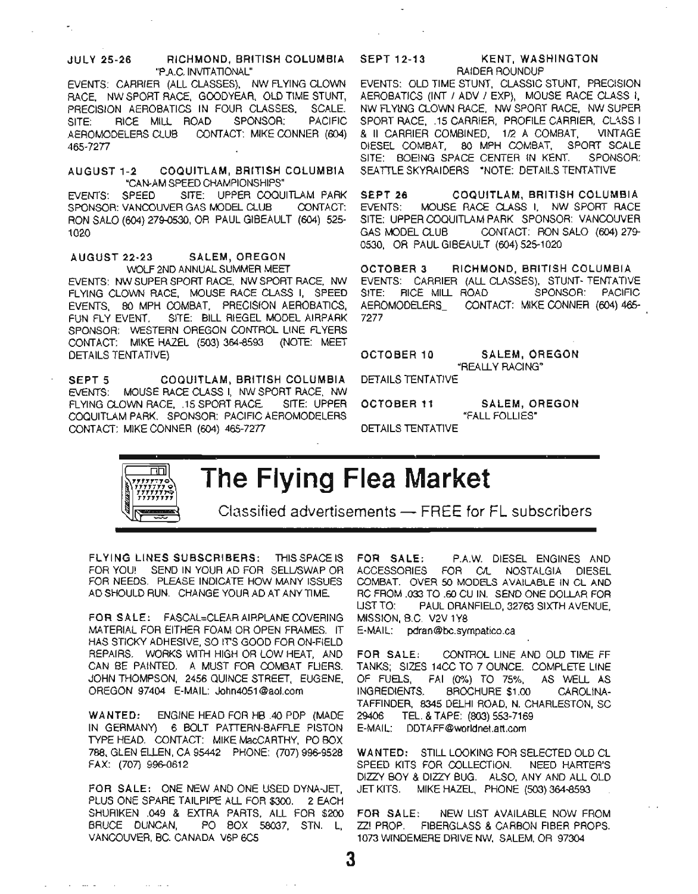**JULY 25-26 — RICHMOND, BRITISH COLUMBIA**
"P.A.C. INVITATIONAL"

EVENTS: CARRIER (ALL CLASSES), NW FLYING CLOWN RACE, NW SPORT RACE, GOODYEAR, OLD TIME STUNT, PRECISION AEROBATICS IN FOUR CLASSES, SCALE. SITE: RICE MILL ROAD SPONSOR: PACIFIC AEROMODELERS CLUB CONTACT: MIKE CONNER (604) 465-7277

**AUGUST 1-2 — COQUITLAM, BRITISH COLUMBIA**
"CAN-AM SPEED CHAMPIONSHIPS"

EVENTS: SPEED SITE: UPPER COQUITLAM PARK SPONSOR: VANCOUVER GAS MODEL CLUB CONTACT: RON SALO (604) 279-0530, OR PAUL GIBEAULT (604) 525-1020

**AUGUST 22-23 — SALEM, OREGON**
WOLF 2ND ANNUAL SUMMER MEET

EVENTS: NW SUPER SPORT RACE, NW SPORT RACE, NW FLYING CLOWN RACE, MOUSE RACE CLASS I, SPEED EVENTS, 80 MPH COMBAT, PRECISION AEROBATICS, FUN FLY EVENT. SITE: BILL RIEGEL MODEL AIRPARK SPONSOR: WESTERN OREGON CONTROL LINE FLYERS CONTACT: MIKE HAZEL (503) 364-8593 (NOTE: MEET DETAILS TENTATIVE)

**SEPT 5 — COQUITLAM, BRITISH COLUMBIA**

EVENTS: MOUSE RACE CLASS I, NW SPORT RACE, NW FLYING CLOWN RACE, .15 SPORT RACE SITE: UPPER COQUITLAM PARK. SPONSOR: PACIFIC AEROMODELERS CONTACT: MIKE CONNER (604) 465-7277

**SEPT 12-13 — KENT, WASHINGTON**
RAIDER ROUNDUP

EVENTS: OLD TIME STUNT, CLASSIC STUNT, PRECISION AEROBATICS (INT / ADV / EXP), MOUSE RACE CLASS I, NW FLYING CLOWN RACE, NW SPORT RACE, NW SUPER SPORT RACE, .15 CARRIER, PROFILE CARRIER, CLASS I & II CARRIER COMBINED, 1/2 A COMBAT, VINTAGE DIESEL COMBAT, 80 MPH COMBAT, SPORT SCALE SITE: BOEING SPACE CENTER IN KENT. SPONSOR: SEATTLE SKYRAIDERS *NOTE: DETAILS TENTATIVE

**SEPT 26 — COQUITLAM, BRITISH COLUMBIA**

EVENTS: MOUSE RACE CLASS I, NW SPORT RACE SITE: UPPER COQUITLAM PARK SPONSOR: VANCOUVER GAS MODEL CLUB CONTACT: RON SALO (604) 279-0530, OR PAUL GIBEAULT (604) 525-1020

**OCTOBER 3 — RICHMOND, BRITISH COLUMBIA**

EVENTS: CARRIER (ALL CLASSES), STUNT- TENTATIVE SITE: RICE MILL ROAD SPONSOR: PACIFIC AEROMODELERS_ CONTACT: MIKE CONNER (604) 465-7277

**OCTOBER 10 — SALEM, OREGON**
"REALLY RACING"

DETAILS TENTATIVE

**OCTOBER 11 — SALEM, OREGON**
"FALL FOLLIES"

DETAILS TENTATIVE

# The Flying Flea Market

Classified advertisements — FREE for FL subscribers

**FLYING LINES SUBSCRIBERS:** THIS SPACE IS FOR YOU! SEND IN YOUR AD FOR SELL/SWAP OR FOR NEEDS. PLEASE INDICATE HOW MANY ISSUES AD SHOULD RUN. CHANGE YOUR AD AT ANY TIME.

**FOR SALE:** FASCAL=CLEAR AIRPLANE COVERING MATERIAL FOR EITHER FOAM OR OPEN FRAMES. IT HAS STICKY ADHESIVE, SO IT'S GOOD FOR ON-FIELD REPAIRS. WORKS WITH HIGH OR LOW HEAT, AND CAN BE PAINTED. A MUST FOR COMBAT FLIERS. JOHN THOMPSON, 2456 QUINCE STREET, EUGENE, OREGON 97404 E-MAIL: John4051@aol.com

**WANTED:** ENGINE HEAD FOR HB .40 PDP (MADE IN GERMANY) 6 BOLT PATTERN-BAFFLE PISTON TYPE HEAD. CONTACT: MIKE MacCARTHY, PO BOX 788, GLEN ELLEN, CA 95442 PHONE: (707) 996-9528 FAX: (707) 996-0612

**FOR SALE:** ONE NEW AND ONE USED DYNA-JET, PLUS ONE SPARE TAILPIPE ALL FOR $300. 2 EACH SHURIKEN .049 & EXTRA PARTS, ALL FOR $200 BRUCE DUNCAN, PO BOX 58037, STN. L, VANCOUVER, BC. CANADA V6P 6C5

**FOR SALE:** P.A.W. DIESEL ENGINES AND ACCESSORIES FOR C/L NOSTALGIA DIESEL COMBAT. OVER 50 MODELS AVAILABLE IN CL AND RC FROM .033 TO .60 CU IN. SEND ONE DOLLAR FOR LIST TO: PAUL DRANFIELD, 32763 SIXTH AVENUE, MISSION, B.C. V2V 1Y8
E-MAIL: pdran@bc.sympatico.ca

**FOR SALE:** CONTROL LINE AND OLD TIME FF TANKS; SIZES 14CC TO 7 OUNCE. COMPLETE LINE OF FUELS, FAI (0%) TO 75%, AS WELL AS INGREDIENTS. BROCHURE $1.00 CAROLINA-TAFFINDER, 8345 DELHI ROAD, N. CHARLESTON, SC 29406 TEL. & TAPE: (803) 553-7169
E-MAIL: DDTAFF@worldnet.att.com

**WANTED:** STILL LOOKING FOR SELECTED OLD CL SPEED KITS FOR COLLECTION. NEED HARTER'S DIZZY BOY & DIZZY BUG. ALSO, ANY AND ALL OLD JET KITS. MIKE HAZEL, PHONE (503) 364-8593

**FOR SALE:** NEW LIST AVAILABLE NOW FROM ZZ! PROP. FIBERGLASS & CARBON FIBER PROPS. 1073 WINDEMERE DRIVE NW, SALEM, OR 97304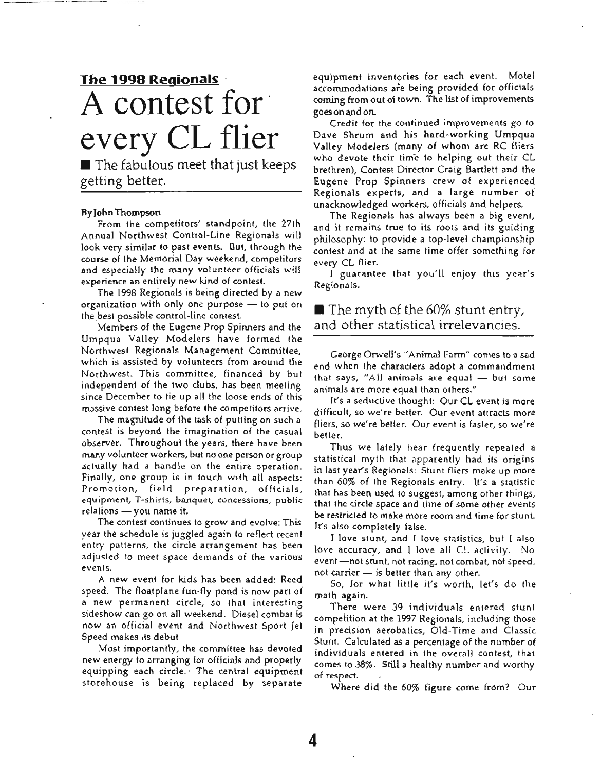**The 1998 Regionals**

# A contest for every CL flier

■ The fabulous meet that just keeps getting better.

**By John Thompson**

From the competitors' standpoint, the 27th Annual Northwest Control-Line Regionals will look very similar to past events. But, through the course of the Memorial Day weekend, competitors and especially the many volunteer officials will experience an entirely new kind of contest.

The 1998 Regionals is being directed by a new organization with only one purpose — to put on the best possible control-line contest.

Members of the Eugene Prop Spinners and the Umpqua Valley Modelers have formed the Northwest Regionals Management Committee, which is assisted by volunteers from around the Northwest. This committee, financed by but independent of the two clubs, has been meeting since December to tie up all the loose ends of this massive contest long before the competitors arrive.

The magnitude of the task of putting on such a contest is beyond the imagination of the casual observer. Throughout the years, there have been many volunteer workers, but no one person or group actually had a handle on the entire operation. Finally, one group is in touch with all aspects: Promotion, field preparation, officials, equipment, T-shirts, banquet, concessions, public relations — you name it.

The contest continues to grow and evolve: This year the schedule is juggled again to reflect recent entry patterns, the circle arrangement has been adjusted to meet space demands of the various events.

A new event for kids has been added: Reed speed. The floatplane fun-fly pond is now part of a new permanent circle, so that interesting sideshow can go on all weekend. Diesel combat is now an official event and Northwest Sport Jet Speed makes its debut.

Most importantly, the committee has devoted new energy to arranging for officials and properly equipping each circle. The central equipment storehouse is being replaced by separate equipment inventories for each event. Motel accommodations are being provided for officials coming from out of town. The list of improvements goes on and on.

Credit for the continued improvements go to Dave Shrum and his hard-working Umpqua Valley Modelers (many of whom are RC fliers who devote their time to helping out their CL brethren), Contest Director Craig Bartlett and the Eugene Prop Spinners crew of experienced Regionals experts, and a large number of unacknowledged workers, officials and helpers.

The Regionals has always been a big event, and it remains true to its roots and its guiding philosophy: to provide a top-level championship contest and at the same time offer something for every CL flier.

I guarantee that you'll enjoy this year's Regionals.

## ■ The myth of the 60% stunt entry, and other statistical irrelevancies.

George Orwell's "Animal Farm" comes to a sad end when the characters adopt a commandment that says, "All animals are equal — but some animals are more equal than others."

It's a seductive thought: Our CL event is more difficult, so we're better. Our event attracts more fliers, so we're better. Our event is faster, so we're better.

Thus we lately hear frequently repeated a statistical myth that apparently had its origins in last year's Regionals: Stunt fliers make up more than 60% of the Regionals entry. It's a statistic that has been used to suggest, among other things, that the circle space and time of some other events be restricted to make more room and time for stunt. It's also completely false.

I love stunt, and I love statistics, but I also love accuracy, and I love all CL activity. No event — not stunt, not racing, not combat, not speed, not carrier — is better than any other.

So, for what little it's worth, let's do the math again.

There were 39 individuals entered stunt competition at the 1997 Regionals, including those in precision aerobatics, Old-Time and Classic Stunt. Calculated as a percentage of the number of individuals entered in the overall contest, that comes to 38%. Still a healthy number and worthy of respect.

Where did the 60% figure come from? Our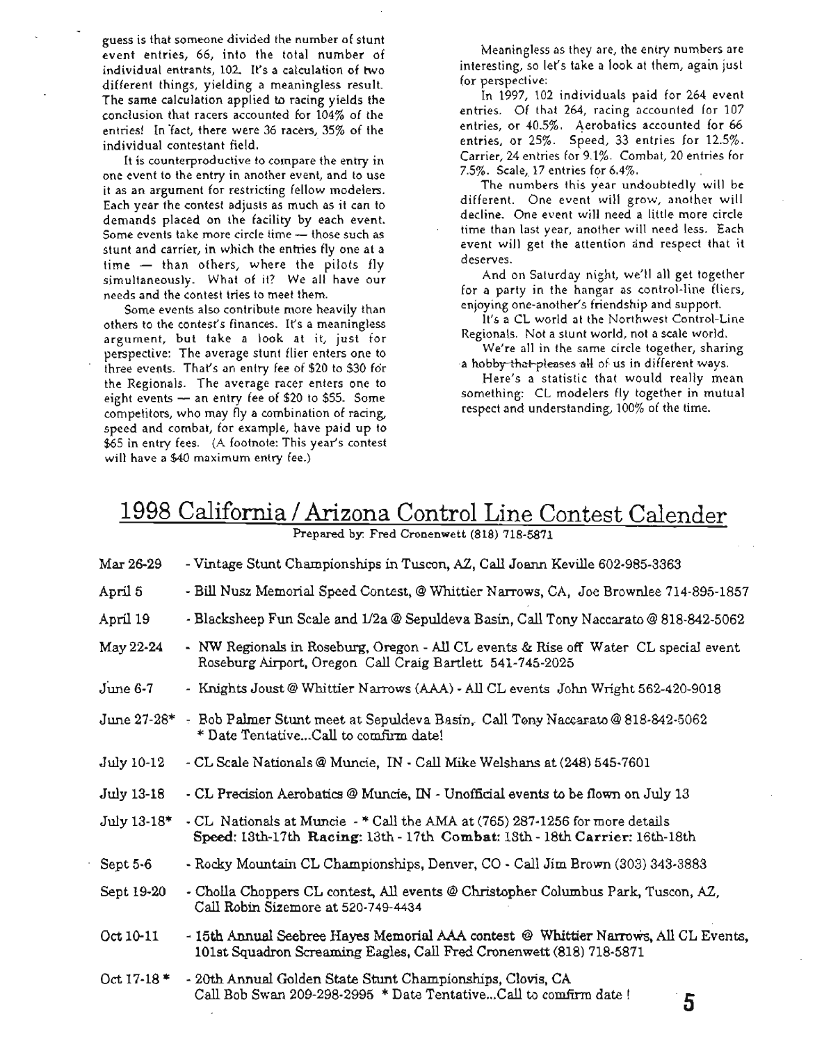guess is that someone divided the number of stunt event entries, 66, into the total number of individual entrants, 102. It's a calculation of two different things, yielding a meaningless result. The same calculation applied to racing yields the conclusion that racers accounted for 104% of the entries! In fact, there were 36 racers, 35% of the individual contestant field.

It is counterproductive to compare the entry in one event to the entry in another event, and to use it as an argument for restricting fellow modelers. Each year the contest adjusts as much as it can to demands placed on the facility by each event. Some events take more circle time — those such as stunt and carrier, in which the entries fly one at a time — than others, where the pilots fly simultaneously. What of it? We all have our needs and the contest tries to meet them.

Some events also contribute more heavily than others to the contest's finances. It's a meaningless argument, but take a look at it, just for perspective: The average stunt flier enters one to three events. That's an entry fee of $20 to $30 for the Regionals. The average racer enters one to eight events — an entry fee of $20 to $55. Some competitors, who may fly a combination of racing, speed and combat, for example, have paid up to $65 in entry fees. (A footnote: This year's contest will have a $40 maximum entry fee.)

Meaningless as they are, the entry numbers are interesting, so let's take a look at them, again just for perspective:

In 1997, 102 individuals paid for 264 event entries. Of that 264, racing accounted for 107 entries, or 40.5%. Aerobatics accounted for 66 entries, or 25%. Speed, 33 entries for 12.5%. Carrier, 24 entries for 9.1%. Combat, 20 entries for 7.5%. Scale, 17 entries for 6.4%.

The numbers this year undoubtedly will be different. One event will grow, another will decline. One event will need a little more circle time than last year, another will need less. Each event will get the attention and respect that it deserves.

And on Saturday night, we'll all get together for a party in the hangar as control-line fliers, enjoying one-another's friendship and support.

It's a CL world at the Northwest Control-Line Regionals. Not a stunt world, not a scale world.

We're all in the same circle together, sharing a ~~hobby that pleases all~~ of us in different ways.

Here's a statistic that would really mean something: CL modelers fly together in mutual respect and understanding, 100% of the time.

# 1998 California / Arizona Control Line Contest Calender

Prepared by: Fred Cronenwett (818) 718-5871

| | |
|---|---|
| Mar 26-29 | - Vintage Stunt Championships in Tuscon, AZ, Call Joann Keville 602-985-3363 |
| April 5 | - Bill Nusz Memorial Speed Contest, @ Whittier Narrows, CA, Joe Brownlee 714-895-1857 |
| April 19 | - Blacksheep Fun Scale and 1/2a @ Sepuldeva Basin, Call Tony Naccarato @ 818-842-5062 |
| May 22-24 | - NW Regionals in Roseburg, Oregon - All CL events & Rise off Water CL special event Roseburg Airport, Oregon Call Craig Bartlett 541-745-2025 |
| June 6-7 | - Knights Joust @ Whittier Narrows (AAA) - All CL events John Wright 562-420-9018 |
| June 27-28* | - Bob Palmer Stunt meet at Sepuldeva Basin, Call Tony Naccarato @ 818-842-5062 * Date Tentative...Call to comfirm date! |
| July 10-12 | - CL Scale Nationals @ Muncie, IN - Call Mike Welshans at (248) 545-7601 |
| July 13-18 | - CL Precision Aerobatics @ Muncie, IN - Unofficial events to be flown on July 13 |
| July 13-18* | - CL Nationals at Muncie - * Call the AMA at (765) 287-1256 for more details **Speed**: 13th-17th **Racing**: 13th - 17th **Combat**: 13th - 18th **Carrier**: 16th-18th |
| Sept 5-6 | - Rocky Mountain CL Championships, Denver, CO - Call Jim Brown (303) 343-3883 |
| Sept 19-20 | - Cholla Choppers CL contest, All events @ Christopher Columbus Park, Tuscon, AZ, Call Robin Sizemore at 520-749-4434 |
| Oct 10-11 | - 15th Annual Seebree Hayes Memorial AAA contest @ Whittier Narrows, All CL Events, 101st Squadron Screaming Eagles, Call Fred Cronenwett (818) 718-5871 |
| Oct 17-18 * | - 20th Annual Golden State Stunt Championships, Clovis, CA Call Bob Swan 209-298-2995 * Date Tentative...Call to comfirm date ! |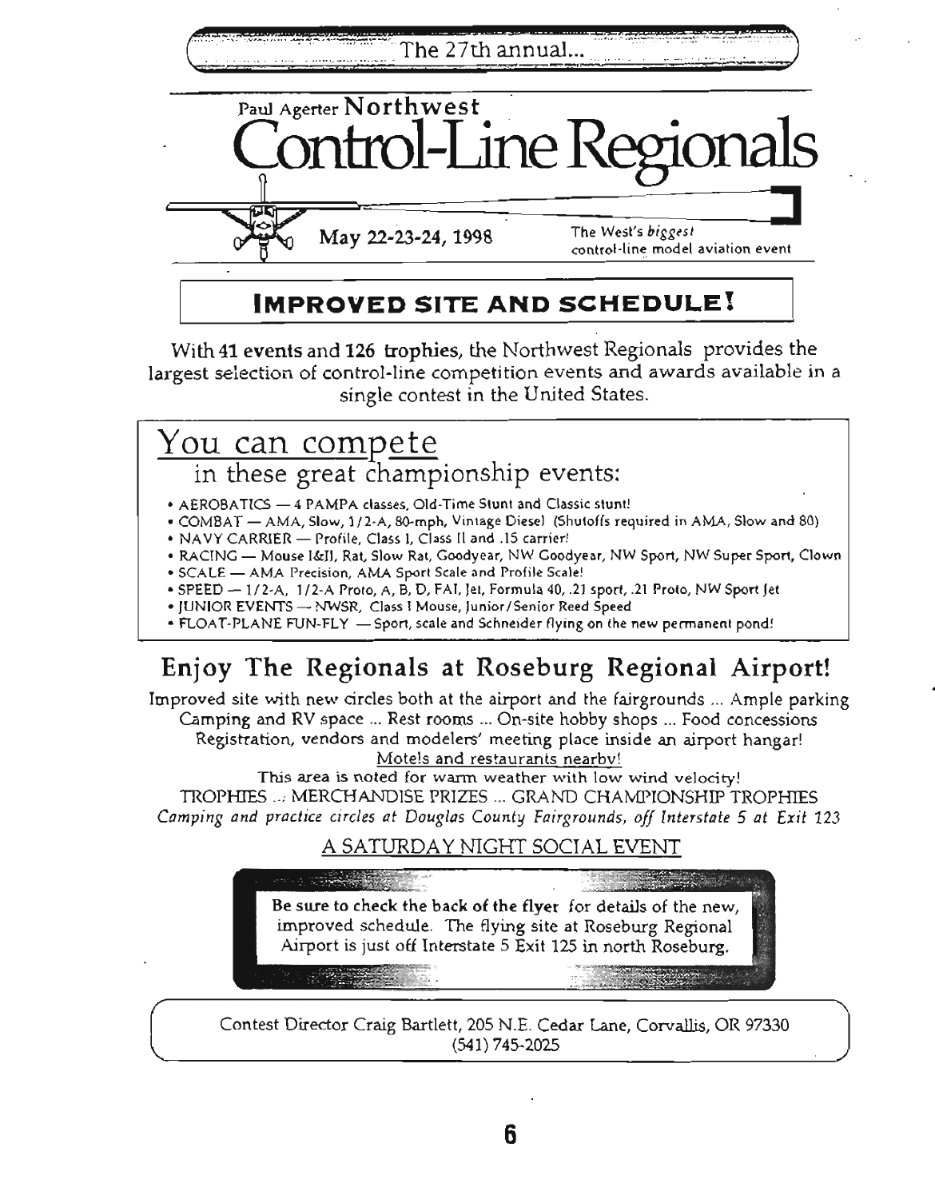The 27th annual...

Paul Agerter **Northwest**

# Control-Line Regionals

May 22-23-24, 1998

The West's *biggest* control-line model aviation event

## IMPROVED SITE AND SCHEDULE!

With **41 events** and **126 trophies**, the Northwest Regionals provides the largest selection of control-line competition events and awards available in a single contest in the United States.

## You can compete

### in these great championship events:

- AEROBATICS — 4 PAMPA classes, Old-Time Stunt and Classic stunt!
- COMBAT — AMA, Slow, 1/2-A, 80-mph, Vintage Diesel (Shutoffs required in AMA, Slow and 80)
- NAVY CARRIER — Profile, Class I, Class II and .15 carrier!
- RACING — Mouse I&II, Rat, Slow Rat, Goodyear, NW Goodyear, NW Sport, NW Super Sport, Clown
- SCALE — AMA Precision, AMA Sport Scale and Profile Scale!
- SPEED — 1/2-A, 1/2-A Proto, A, B, D, FAI, Jet, Formula 40, .21 sport, .21 Proto, NW Sport Jet
- JUNIOR EVENTS — NWSR, Class I Mouse, Junior/Senior Reed Speed
- FLOAT-PLANE FUN-FLY — Sport, scale and Schneider flying on the new permanent pond!

## Enjoy The Regionals at Roseburg Regional Airport!

Improved site with new circles both at the airport and the fairgrounds ... Ample parking
Camping and RV space ... Rest rooms ... On-site hobby shops ... Food concessions
Registration, vendors and modelers' meeting place inside an airport hangar!
Motels and restaurants nearby!
This area is noted for warm weather with low wind velocity!
TROPHIES ... MERCHANDISE PRIZES ... GRAND CHAMPIONSHIP TROPHIES
*Camping and practice circles at Douglas County Fairgrounds, off Interstate 5 at Exit 123*

A SATURDAY NIGHT SOCIAL EVENT

**Be sure to check the back of the flyer** for details of the new, improved schedule. The flying site at Roseburg Regional Airport is just off Interstate 5 Exit 125 in north Roseburg.

Contest Director Craig Bartlett, 205 N.E. Cedar Lane, Corvallis, OR 97330
(541) 745-2025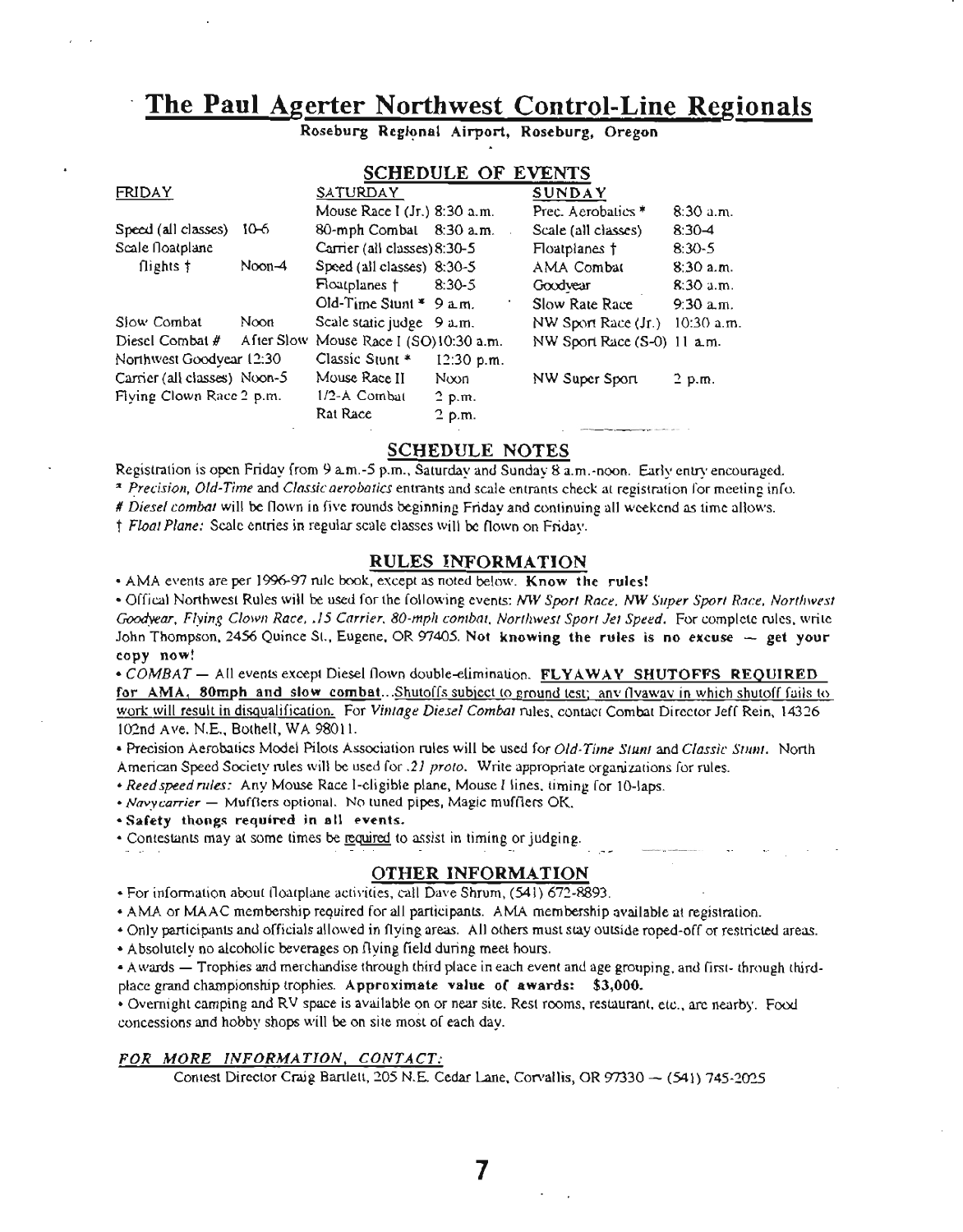# The Paul Agerter Northwest Control-Line Regionals

**Roseburg Regional Airport, Roseburg, Oregon**

## SCHEDULE OF EVENTS

| FRIDAY | | SATURDAY | | SUNDAY | |
|---|---|---|---|---|---|
| | | Mouse Race I (Jr.) | 8:30 a.m. | Prec. Aerobatics * | 8:30 a.m. |
| Speed (all classes) | 10-6 | 80-mph Combat | 8:30 a.m. | Scale (all classes) | 8:30-4 |
| Scale floatplane flights † | Noon-4 | Carrier (all classes) | 8:30-5 | Floatplanes † | 8:30-5 |
| | | Speed (all classes) | 8:30-5 | AMA Combat | 8:30 a.m. |
| | | Floatplanes † | 8:30-5 | Goodyear | 8:30 a.m. |
| | | Old-Time Stunt * | 9 a.m. | Slow Rate Race | 9:30 a.m. |
| Slow Combat | Noon | Scale static judge | 9 a.m. | NW Sport Race (Jr.) | 10:30 a.m. |
| Diesel Combat # | After Slow | Mouse Race I (SO) | 10:30 a.m. | NW Sport Race (S-O) | 11 a.m. |
| Northwest Goodyear | 12:30 | Classic Stunt * | 12:30 p.m. | | |
| Carrier (all classes) | Noon-5 | Mouse Race II | Noon | NW Super Sport | 2 p.m. |
| Flying Clown Race | 2 p.m. | 1/2-A Combat | 2 p.m. | | |
| | | Rat Race | 2 p.m. | | |

## SCHEDULE NOTES

Registration is open Friday from 9 a.m.-5 p.m., Saturday and Sunday 8 a.m.-noon. Early entry encouraged.

* *Precision, Old-Time* and *Classic aerobatics* entrants and scale entrants check at registration for meeting info.

# *Diesel combat* will be flown in five rounds beginning Friday and continuing all weekend as time allows.

† *Float Plane:* Scale entries in regular scale classes will be flown on Friday.

## RULES INFORMATION

- AMA events are per 1996-97 rule book, except as noted below. **Know the rules!**
- Offical Northwest Rules will be used for the following events: *NW Sport Race, NW Super Sport Race, Northwest Goodyear, Flying Clown Race, .15 Carrier, 80-mph combat, Northwest Sport Jet Speed.* For complete rules, write John Thompson, 2456 Quince St., Eugene, OR 97405. **Not knowing the rules is no excuse — get your copy now!**
- *COMBAT* — All events except Diesel flown double-elimination. **FLYAWAY SHUTOFFS REQUIRED for AMA, 80mph and slow combat**...Shutoffs subject to ground test; any flyaway in which shutoff fails to work will result in disqualification. For *Vintage Diesel Combat* rules, contact Combat Director Jeff Rein, 14326 102nd Ave. N.E., Bothell, WA 98011.
- Precision Aerobatics Model Pilots Association rules will be used for *Old-Time Stunt* and *Classic Stunt.* North American Speed Society rules will be used for *.21 proto*. Write appropriate organizations for rules.
- *Reed speed rules:* Any Mouse Race I-eligible plane, Mouse I lines, timing for 10-laps.
- *Navy carrier* — Mufflers optional. No tuned pipes, Magic mufflers OK.
- **Safety thongs required in all events.**
- Contestants may at some times be required to assist in timing or judging.

## OTHER INFORMATION

- For information about floatplane activities, call Dave Shrum, (541) 672-8893.
- AMA or MAAC membership required for all participants. AMA membership available at registration.
- Only participants and officials allowed in flying areas. All others must stay outside roped-off or restricted areas.
- Absolutely no alcoholic beverages on flying field during meet hours.
- Awards — Trophies and merchandise through third place in each event and age grouping, and first- through third-place grand championship trophies. **Approximate value of awards: $3,000.**
- Overnight camping and RV space is available on or near site. Rest rooms, restaurant, etc., are nearby. Food concessions and hobby shops will be on site most of each day.

### *FOR MORE INFORMATION, CONTACT:*

Contest Director Craig Bartlett, 205 N.E. Cedar Lane, Corvallis, OR 97330 — (541) 745-2025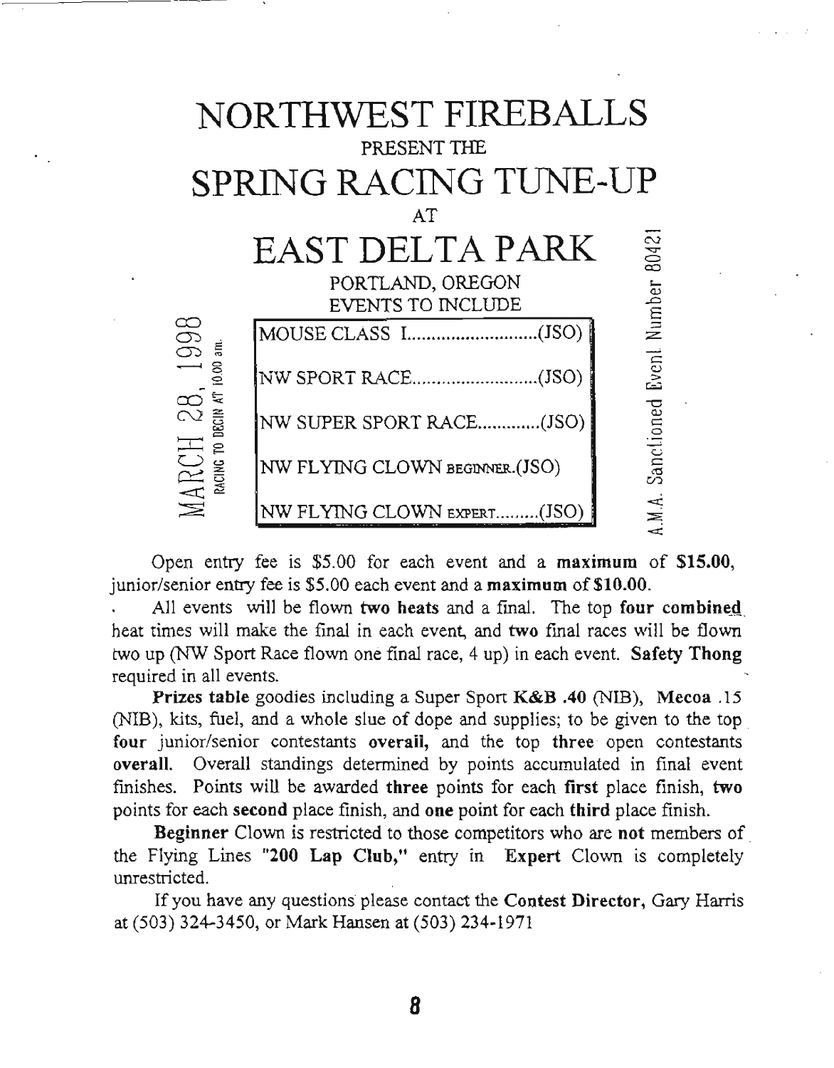# NORTHWEST FIREBALLS

PRESENT THE

# SPRING RACING TUNE-UP

AT

# EAST DELTA PARK

PORTLAND, OREGON

EVENTS TO INCLUDE

MARCH 28, 1998

RACING TO BEGIN AT 10:00 am.

| |
|---|
| MOUSE CLASS I............................(JSO) |
| NW SPORT RACE...........................(JSO) |
| NW SUPER SPORT RACE.............(JSO) |
| NW FLYING CLOWN BEGINNER.(JSO) |
| NW FLYING CLOWN EXPERT.........(JSO) |

A.M.A. Sanctioned Event Number 80421

Open entry fee is $5.00 for each event and a **maximum** of **$15.00**, junior/senior entry fee is $5.00 each event and a **maximum of $10.00**.

All events will be flown **two heats** and a final. The top **four combined** heat times will make the final in each event, and **two** final races will be flown two up (NW Sport Race flown one final race, 4 up) in each event. **Safety Thong** required in all events.

**Prizes table** goodies including a Super Sport **K&B .40** (NIB), **Mecoa** .15 (NIB), kits, fuel, and a whole slue of dope and supplies; to be given to the top **four** junior/senior contestants **overall,** and the top **three** open contestants **overall.** Overall standings determined by points accumulated in final event finishes. Points will be awarded **three** points for each **first** place finish, **two** points for each **second** place finish, and **one** point for each **third** place finish.

**Beginner** Clown is restricted to those competitors who are **not** members of the Flying Lines **"200 Lap Club,"** entry in **Expert** Clown is completely unrestricted.

If you have any questions please contact the **Contest Director,** Gary Harris at (503) 324-3450, or Mark Hansen at (503) 234-1971